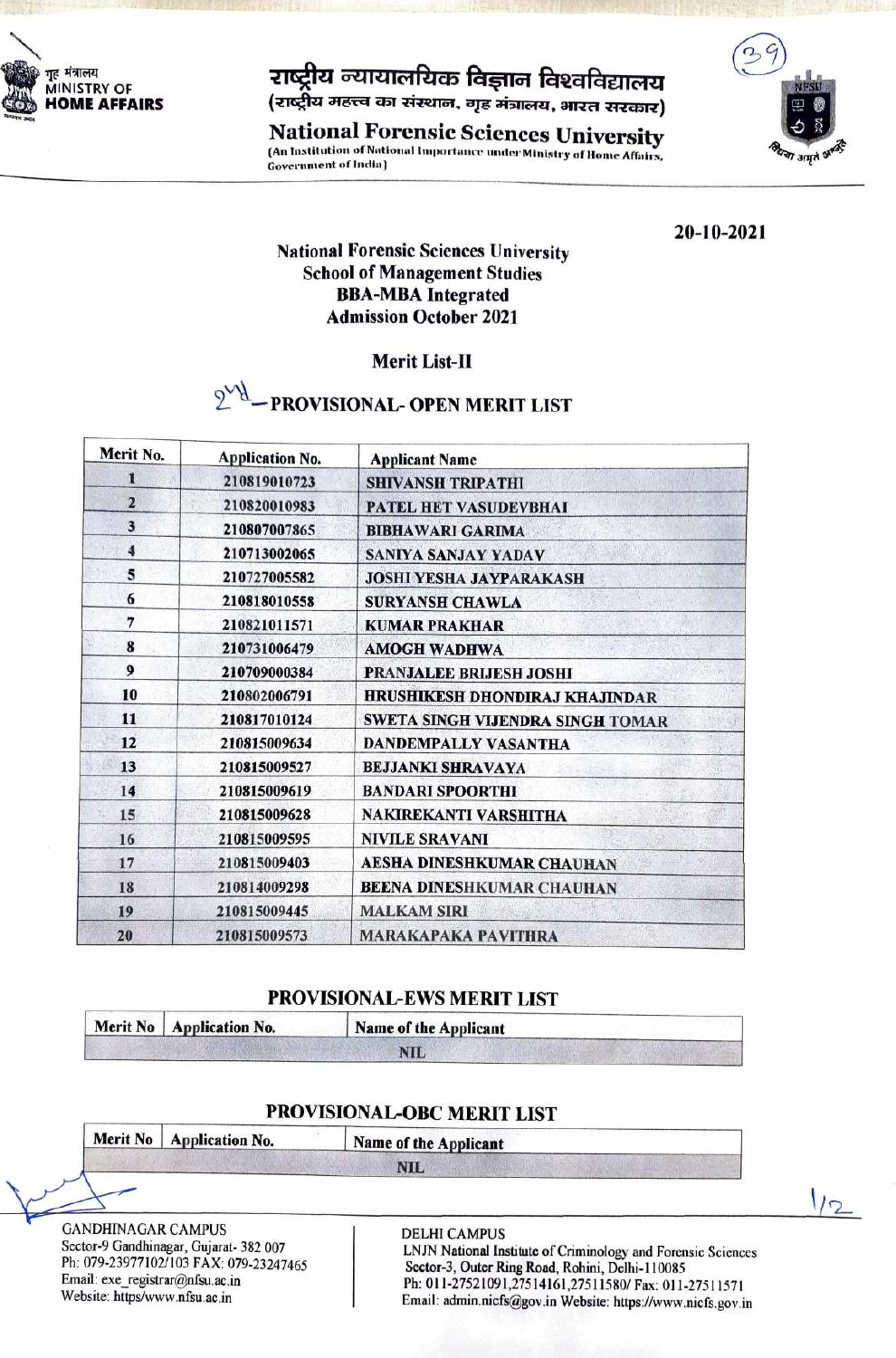गृह मंत्रालय
MINISTRY OF
HOME AFFAIRS

# राष्ट्रीय न्यायालयिक विज्ञान विश्वविद्यालय

(राष्ट्रीय महत्त्व का संस्थान, गृह मंत्रालय, भारत सरकार)

# National Forensic Sciences University

(An Institution of National Importance under Ministry of Home Affairs, Government of India)

20-10-2021

**National Forensic Sciences University**
**School of Management Studies**
**BBA-MBA Integrated**
**Admission October 2021**

## Merit List-II

## 2nd – PROVISIONAL- OPEN MERIT LIST

| Merit No. | Application No. | Applicant Name |
|---|---|---|
| 1 | 210819010723 | SHIVANSH TRIPATHI |
| 2 | 210820010983 | PATEL HET VASUDEVBHAI |
| 3 | 210807007865 | BIBHAWARI GARIMA |
| 4 | 210713002065 | SANIYA SANJAY YADAV |
| 5 | 210727005582 | JOSHI YESHA JAYPARAKASH |
| 6 | 210818010558 | SURYANSH CHAWLA |
| 7 | 210821011571 | KUMAR PRAKHAR |
| 8 | 210731006479 | AMOGH WADHWA |
| 9 | 210709000384 | PRANJALEE BRIJESH JOSHI |
| 10 | 210802006791 | HRUSHIKESH DHONDIRAJ KHAJINDAR |
| 11 | 210817010124 | SWETA SINGH VIJENDRA SINGH TOMAR |
| 12 | 210815009634 | DANDEMPALLY VASANTHA |
| 13 | 210815009527 | BEJJANKI SHRAVAYA |
| 14 | 210815009619 | BANDARI SPOORTHI |
| 15 | 210815009628 | NAKIREKANTI VARSHITHA |
| 16 | 210815009595 | NIVILE SRAVANI |
| 17 | 210815009403 | AESHA DINESHKUMAR CHAUHAN |
| 18 | 210814009298 | BEENA DINESHKUMAR CHAUHAN |
| 19 | 210815009445 | MALKAM SIRI |
| 20 | 210815009573 | MARAKAPAKA PAVITHRA |

## PROVISIONAL-EWS MERIT LIST

| Merit No | Application No. | Name of the Applicant |
|---|---|---|
| | | NIL |

## PROVISIONAL-OBC MERIT LIST

| Merit No | Application No. | Name of the Applicant |
|---|---|---|
| | | NIL |

GANDHINAGAR CAMPUS
Sector-9 Gandhinagar, Gujarat- 382 007
Ph: 079-23977102/103 FAX: 079-23247465
Email: exe_registrar@nfsu.ac.in
Website: https/www.nfsu.ac.in

DELHI CAMPUS
LNJN National Institute of Criminology and Forensic Sciences
Sector-3, Outer Ring Road, Rohini, Delhi-110085
Ph: 011-27521091,27514161,27511580/ Fax: 011-27511571
Email: admin.nicfs@gov.in Website: https://www.nicfs.gov.in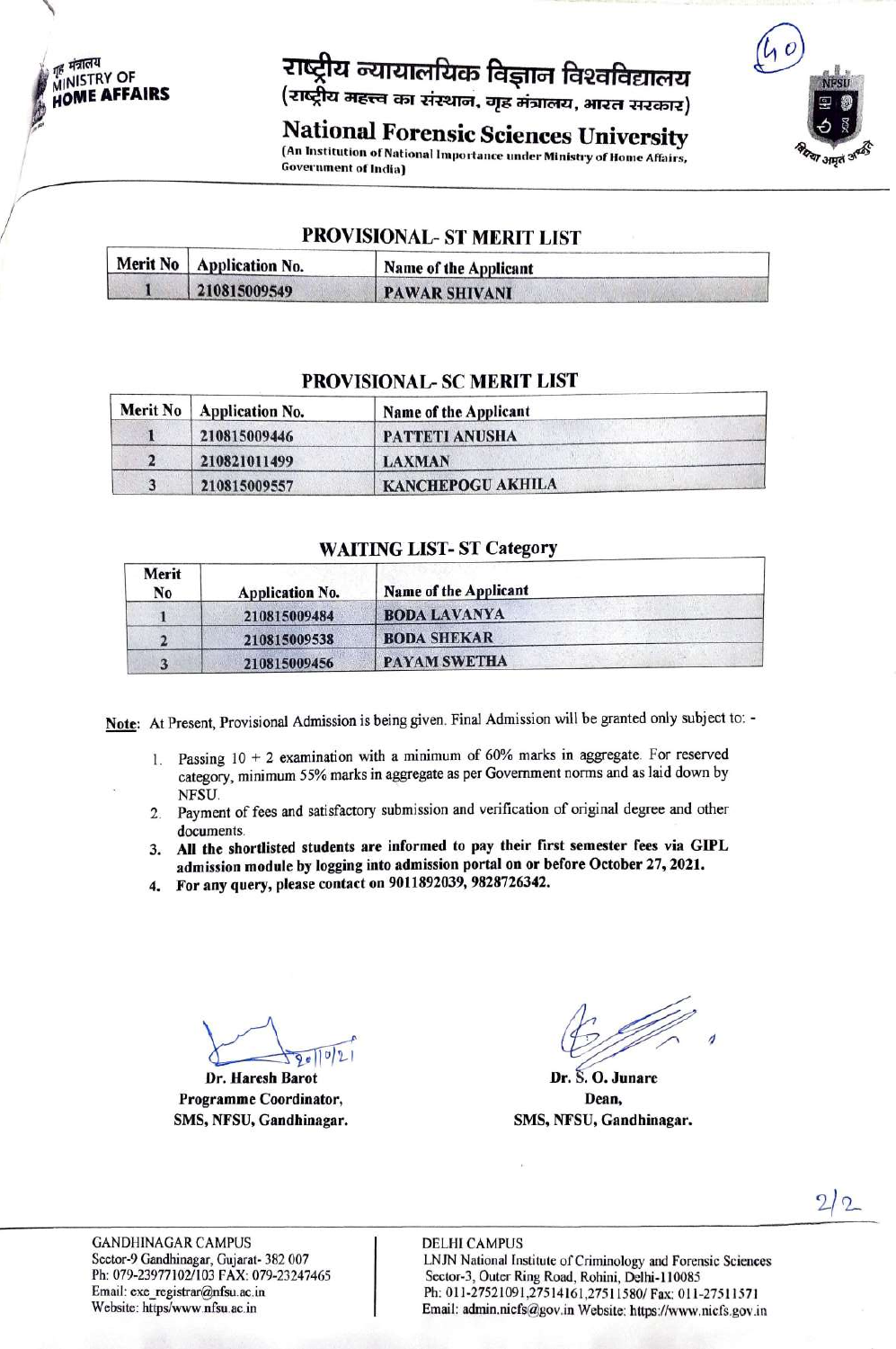# राष्ट्रीय न्यायालयिक विज्ञान विश्वविद्यालय

(राष्ट्रीय महत्त्व का संस्थान, गृह मंत्रालय, भारत सरकार)

# National Forensic Sciences University

(An Institution of National Importance under Ministry of Home Affairs, Government of India)

## PROVISIONAL- ST MERIT LIST

| Merit No | Application No. | Name of the Applicant |
|---|---|---|
| 1 | 210815009549 | PAWAR SHIVANI |

## PROVISIONAL- SC MERIT LIST

| Merit No | Application No. | Name of the Applicant |
|---|---|---|
| 1 | 210815009446 | PATTETI ANUSHA |
| 2 | 210821011499 | LAXMAN |
| 3 | 210815009557 | KANCHEPOGU AKHILA |

## WAITING LIST- ST Category

| Merit No | Application No. | Name of the Applicant |
|---|---|---|
| 1 | 210815009484 | BODA LAVANYA |
| 2 | 210815009538 | BODA SHEKAR |
| 3 | 210815009456 | PAYAM SWETHA |

**Note**: At Present, Provisional Admission is being given. Final Admission will be granted only subject to: -

1. Passing 10 + 2 examination with a minimum of 60% marks in aggregate. For reserved category, minimum 55% marks in aggregate as per Government norms and as laid down by NFSU.
2. Payment of fees and satisfactory submission and verification of original degree and other documents.
3. **All the shortlisted students are informed to pay their first semester fees via GIPL admission module by logging into admission portal on or before October 27, 2021.**
4. **For any query, please contact on 9011892039, 9828726342.**

20/10/21

**Dr. Haresh Barot**
**Programme Coordinator,**
**SMS, NFSU, Gandhinagar.**

**Dr. S. O. Junare**
**Dean,**
**SMS, NFSU, Gandhinagar.**

GANDHINAGAR CAMPUS
Sector-9 Gandhinagar, Gujarat- 382 007
Ph: 079-23977102/103 FAX: 079-23247465
Email: exe_registrar@nfsu.ac.in
Website: https/www.nfsu.ac.in

DELHI CAMPUS
LNJN National Institute of Criminology and Forensic Sciences
Sector-3, Outer Ring Road, Rohini, Delhi-110085
Ph: 011-27521091,27514161,27511580/ Fax: 011-27511571
Email: admin.nicfs@gov.in Website: https://www.nicfs.gov.in